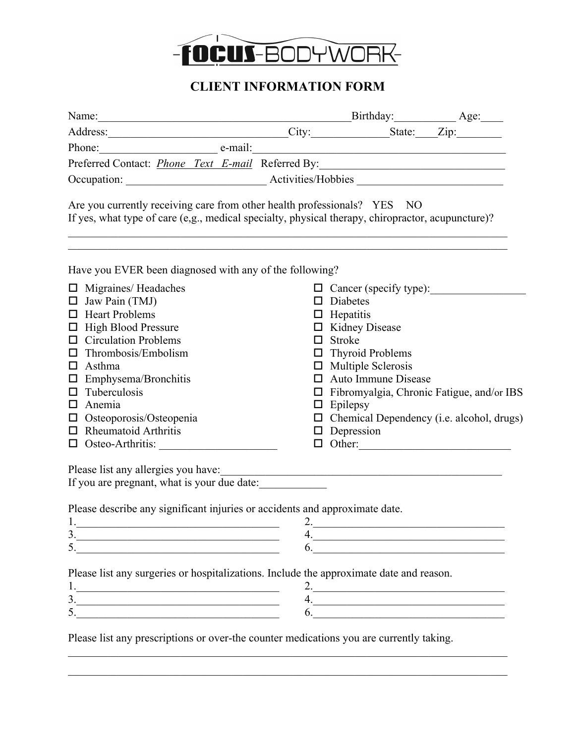# FOCUS-BODYWORK

## CLIENT INFORMATION FORM

Name:_____________________________________________Birthday:___________ Age:____

Address:________________________________City:______________State:____Zip:________

Phone:_____________________ e-mail:____________________________________________

Preferred Contact: *Phone Text E-mail* Referred By:__________________________________

Occupation: _________________________ Activities/Hobbies __________________________

Are you currently receiving care from other health professionals? YES NO

If yes, what type of care (e,g., medical specialty, physical therapy, chiropractor, acupuncture)?

___________________________________________________________________________________

___________________________________________________________________________________

Have you EVER been diagnosed with any of the following?

- ☐ Migraines/ Headaches
- ☐ Jaw Pain (TMJ)
- ☐ Heart Problems
- ☐ High Blood Pressure
- ☐ Circulation Problems
- ☐ Thrombosis/Embolism
- ☐ Asthma
- ☐ Emphysema/Bronchitis
- ☐ Tuberculosis
- ☐ Anemia
- ☐ Osteoporosis/Osteopenia
- ☐ Rheumatoid Arthritis
- ☐ Osteo-Arthritis: _____________________
- ☐ Cancer (specify type):_________________
- ☐ Diabetes
- ☐ Hepatitis
- ☐ Kidney Disease
- ☐ Stroke
- ☐ Thyroid Problems
- ☐ Multiple Sclerosis
- ☐ Auto Immune Disease
- ☐ Fibromyalgia, Chronic Fatigue, and/or IBS
- ☐ Epilepsy
- ☐ Chemical Dependency (i.e. alcohol, drugs)
- ☐ Depression
- ☐ Other:___________________________

Please list any allergies you have:____________________________________________________

If you are pregnant, what is your due date:____________

Please describe any significant injuries or accidents and approximate date.

1.______________________________________ 2.______________________________________

3.______________________________________ 4.______________________________________

5.______________________________________ 6.______________________________________

Please list any surgeries or hospitalizations. Include the approximate date and reason.

1.______________________________________ 2.______________________________________

3.______________________________________ 4.______________________________________

5.______________________________________ 6.______________________________________

Please list any prescriptions or over-the counter medications you are currently taking.

___________________________________________________________________________________

___________________________________________________________________________________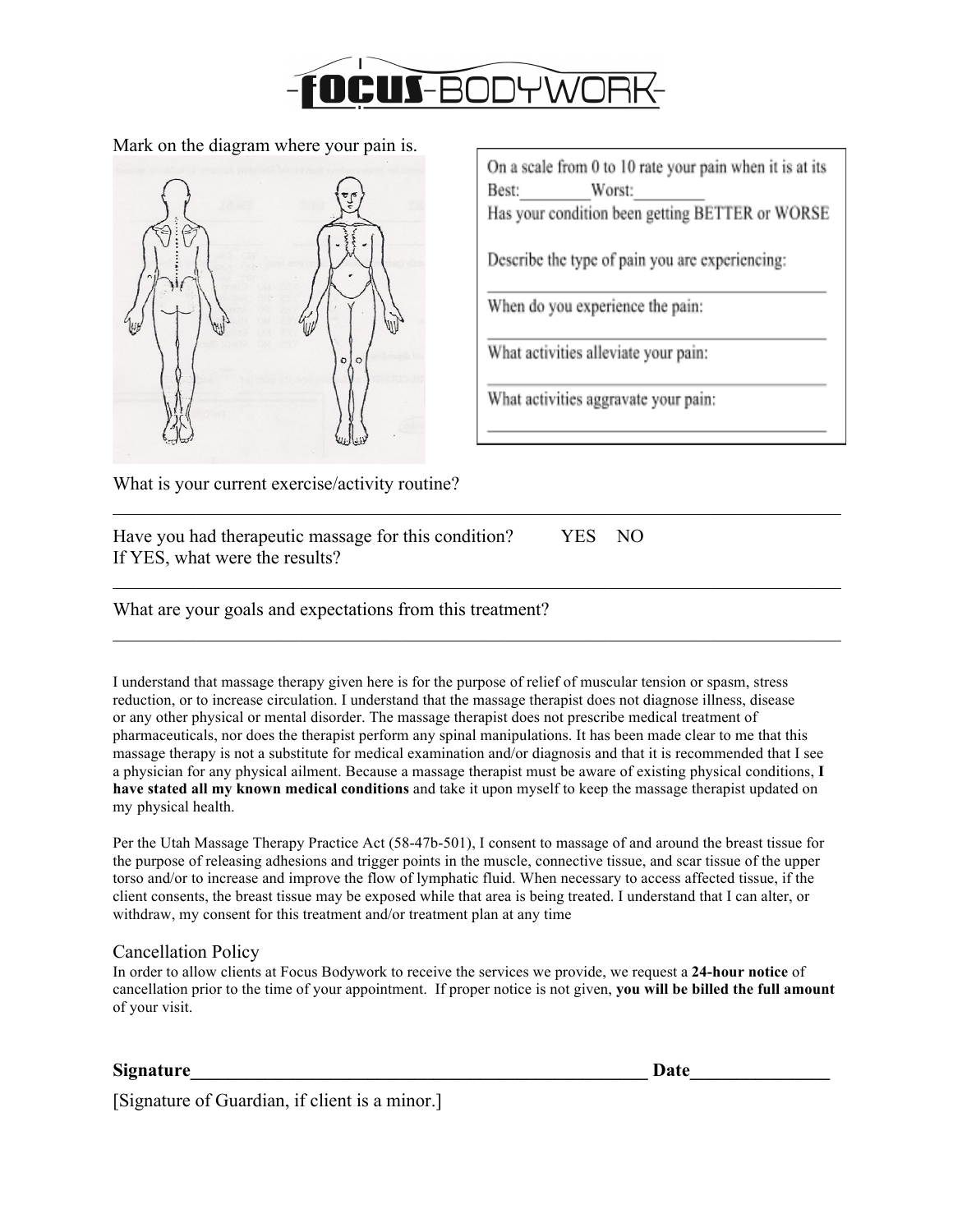# -FOCUS-BODYWORK-

Mark on the diagram where your pain is.

On a scale from 0 to 10 rate your pain when it is at its
Best:________Worst:________
Has your condition been getting BETTER or WORSE

Describe the type of pain you are experiencing:
__________________________________________

When do you experience the pain:
__________________________________________

What activities alleviate your pain:
__________________________________________

What activities aggravate your pain:
__________________________________________

What is your current exercise/activity routine?
__________________________________________________________________________

Have you had therapeutic massage for this condition? YES NO
If YES, what were the results?
__________________________________________________________________________

What are your goals and expectations from this treatment?
__________________________________________________________________________

I understand that massage therapy given here is for the purpose of relief of muscular tension or spasm, stress reduction, or to increase circulation. I understand that the massage therapist does not diagnose illness, disease or any other physical or mental disorder. The massage therapist does not prescribe medical treatment of pharmaceuticals, nor does the therapist perform any spinal manipulations. It has been made clear to me that this massage therapy is not a substitute for medical examination and/or diagnosis and that it is recommended that I see a physician for any physical ailment. Because a massage therapist must be aware of existing physical conditions, **I have stated all my known medical conditions** and take it upon myself to keep the massage therapist updated on my physical health.

Per the Utah Massage Therapy Practice Act (58-47b-501), I consent to massage of and around the breast tissue for the purpose of releasing adhesions and trigger points in the muscle, connective tissue, and scar tissue of the upper torso and/or to increase and improve the flow of lymphatic fluid. When necessary to access affected tissue, if the client consents, the breast tissue may be exposed while that area is being treated. I understand that I can alter, or withdraw, my consent for this treatment and/or treatment plan at any time

## Cancellation Policy

In order to allow clients at Focus Bodywork to receive the services we provide, we request a **24-hour notice** of cancellation prior to the time of your appointment. If proper notice is not given, **you will be billed the full amount** of your visit.

**Signature**_____________________________________________________ **Date**_______________

[Signature of Guardian, if client is a minor.]